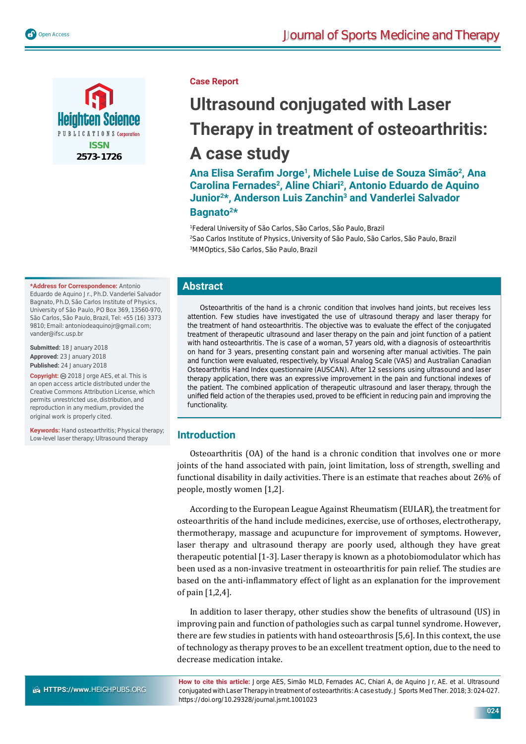Case Report

# Ultrasound conjugated with Laser Therapy in treatment of osteoarthritis: A case study

**Ana Elisa Serafim Jorge[1], Michele Luise de Souza Simão[2], Ana Carolina Fernades[2], Aline Chiari[2], Antonio Eduardo de Aquino Junior[2]*, Anderson Luis Zanchin[3] and Vanderlei Salvador Bagnato[2]***

[1]Federal University of São Carlos, São Carlos, São Paulo, Brazil
[2]Sao Carlos Institute of Physics, University of São Paulo, São Carlos, São Paulo, Brazil
[3]MMOptics, São Carlos, São Paulo, Brazil

**\*Address for Correspondence:** Antonio Eduardo de Aquino Jr., Ph.D. Vanderlei Salvador Bagnato, Ph.D, São Carlos Institute of Physics, University of São Paulo, PO Box 369, 13560-970, São Carlos, São Paulo, Brazil, Tel: +55 (16) 3373 9810; Email: antoniodeaquinojr@gmail.com; vander@ifsc.usp.br

**Submitted:** 18 January 2018
**Approved:** 23 January 2018
**Published:** 24 January 2018

**Copyright:** © 2018 Jorge AES, et al. This is an open access article distributed under the Creative Commons Attribution License, which permits unrestricted use, distribution, and reproduction in any medium, provided the original work is properly cited.

**Keywords:** Hand osteoarthritis; Physical therapy; Low-level laser therapy; Ultrasound therapy

## Abstract

Osteoarthritis of the hand is a chronic condition that involves hand joints, but receives less attention. Few studies have investigated the use of ultrasound therapy and laser therapy for the treatment of hand osteoarthritis. The objective was to evaluate the effect of the conjugated treatment of therapeutic ultrasound and laser therapy on the pain and joint function of a patient with hand osteoarthritis. The is case of a woman, 57 years old, with a diagnosis of osteoarthritis on hand for 3 years, presenting constant pain and worsening after manual activities. The pain and function were evaluated, respectively, by Visual Analog Scale (VAS) and Australian Canadian Osteoarthritis Hand Index questionnaire (AUSCAN). After 12 sessions using ultrasound and laser therapy application, there was an expressive improvement in the pain and functional indexes of the patient. The combined application of therapeutic ultrasound and laser therapy, through the unified field action of the therapies used, proved to be efficient in reducing pain and improving the functionality.

## Introduction

Osteoarthritis (OA) of the hand is a chronic condition that involves one or more joints of the hand associated with pain, joint limitation, loss of strength, swelling and functional disability in daily activities. There is an estimate that reaches about 26% of people, mostly women [1,2].

According to the European League Against Rheumatism (EULAR), the treatment for osteoarthritis of the hand include medicines, exercise, use of orthoses, electrotherapy, thermotherapy, massage and acupuncture for improvement of symptoms. However, laser therapy and ultrasound therapy are poorly used, although they have great therapeutic potential [1-3]. Laser therapy is known as a photobiomodulator which has been used as a non-invasive treatment in osteoarthritis for pain relief. The studies are based on the anti-inflammatory effect of light as an explanation for the improvement of pain [1,2,4].

In addition to laser therapy, other studies show the benefits of ultrasound (US) in improving pain and function of pathologies such as carpal tunnel syndrome. However, there are few studies in patients with hand osteoarthrosis [5,6]. In this context, the use of technology as therapy proves to be an excellent treatment option, due to the need to decrease medication intake.

**How to cite this article:** Jorge AES, Simão MLD, Fernades AC, Chiari A, de Aquino Jr, AE. et al. Ultrasound conjugated with Laser Therapy in treatment of osteoarthritis: A case study. J Sports Med Ther. 2018; 3: 024-027. https://doi.org/10.29328/journal.jsmt.1001023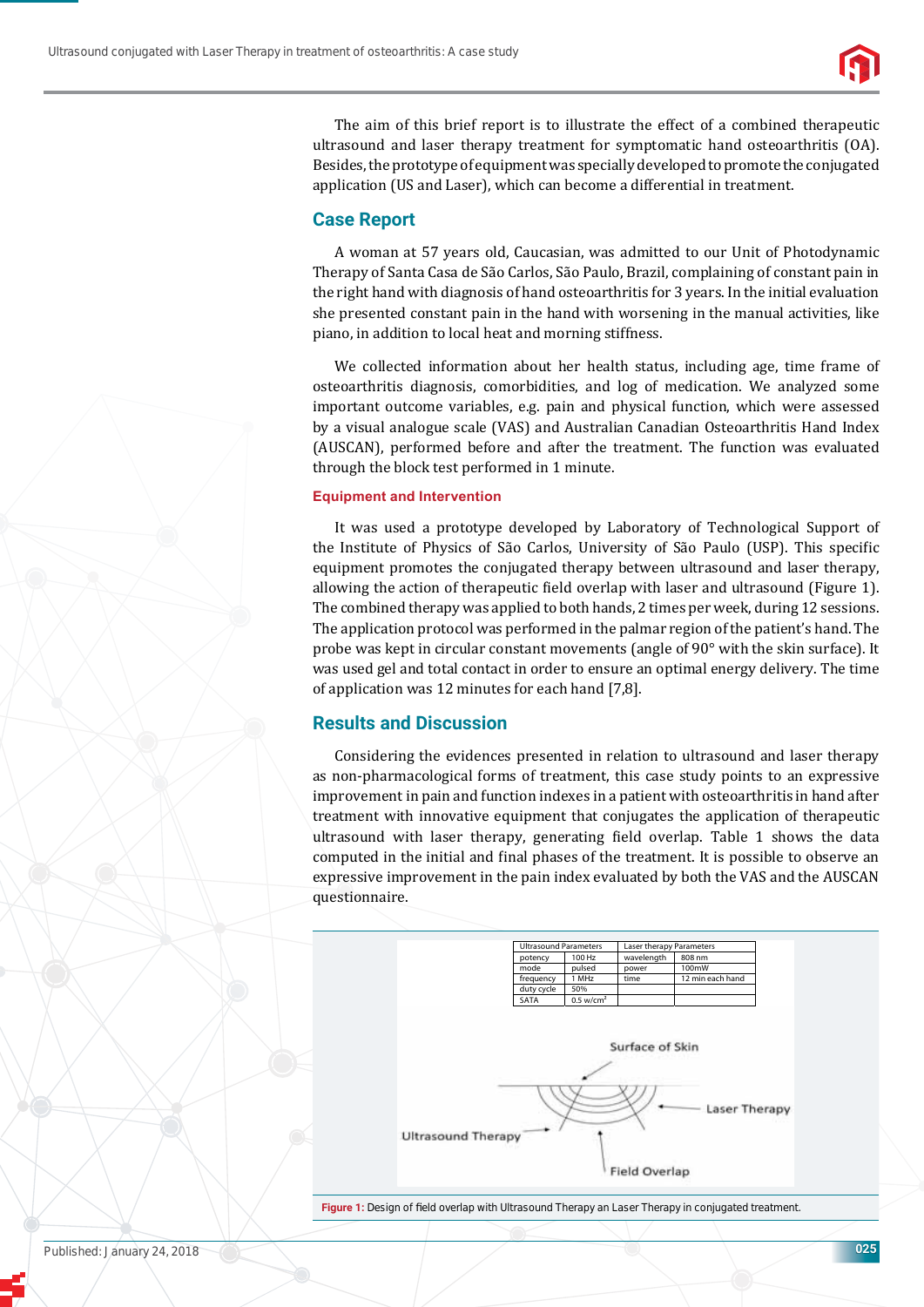The aim of this brief report is to illustrate the effect of a combined therapeutic ultrasound and laser therapy treatment for symptomatic hand osteoarthritis (OA). Besides, the prototype of equipment was specially developed to promote the conjugated application (US and Laser), which can become a differential in treatment.

## Case Report

A woman at 57 years old, Caucasian, was admitted to our Unit of Photodynamic Therapy of Santa Casa de São Carlos, São Paulo, Brazil, complaining of constant pain in the right hand with diagnosis of hand osteoarthritis for 3 years. In the initial evaluation she presented constant pain in the hand with worsening in the manual activities, like piano, in addition to local heat and morning stiffness.

We collected information about her health status, including age, time frame of osteoarthritis diagnosis, comorbidities, and log of medication. We analyzed some important outcome variables, e.g. pain and physical function, which were assessed by a visual analogue scale (VAS) and Australian Canadian Osteoarthritis Hand Index (AUSCAN), performed before and after the treatment. The function was evaluated through the block test performed in 1 minute.

### Equipment and Intervention

It was used a prototype developed by Laboratory of Technological Support of the Institute of Physics of São Carlos, University of São Paulo (USP). This specific equipment promotes the conjugated therapy between ultrasound and laser therapy, allowing the action of therapeutic field overlap with laser and ultrasound (Figure 1). The combined therapy was applied to both hands, 2 times per week, during 12 sessions. The application protocol was performed in the palmar region of the patient's hand. The probe was kept in circular constant movements (angle of 90° with the skin surface). It was used gel and total contact in order to ensure an optimal energy delivery. The time of application was 12 minutes for each hand [7,8].

## Results and Discussion

Considering the evidences presented in relation to ultrasound and laser therapy as non-pharmacological forms of treatment, this case study points to an expressive improvement in pain and function indexes in a patient with osteoarthritis in hand after treatment with innovative equipment that conjugates the application of therapeutic ultrasound with laser therapy, generating field overlap. Table 1 shows the data computed in the initial and final phases of the treatment. It is possible to observe an expressive improvement in the pain index evaluated by both the VAS and the AUSCAN questionnaire.

| Ultrasound Parameters | | Laser therapy Parameters | |
|---|---|---|---|
| potency | 100 Hz | wavelength | 808 nm |
| mode | pulsed | power | 100mW |
| frequency | 1 MHz | time | 12 min each hand |
| duty cycle | 50% | | |
| SATA | 0.5 w/cm$^2$ | | |

Surface of Skin

Laser Therapy

Ultrasound Therapy

Field Overlap

**Figure 1:** Design of field overlap with Ultrasound Therapy an Laser Therapy in conjugated treatment.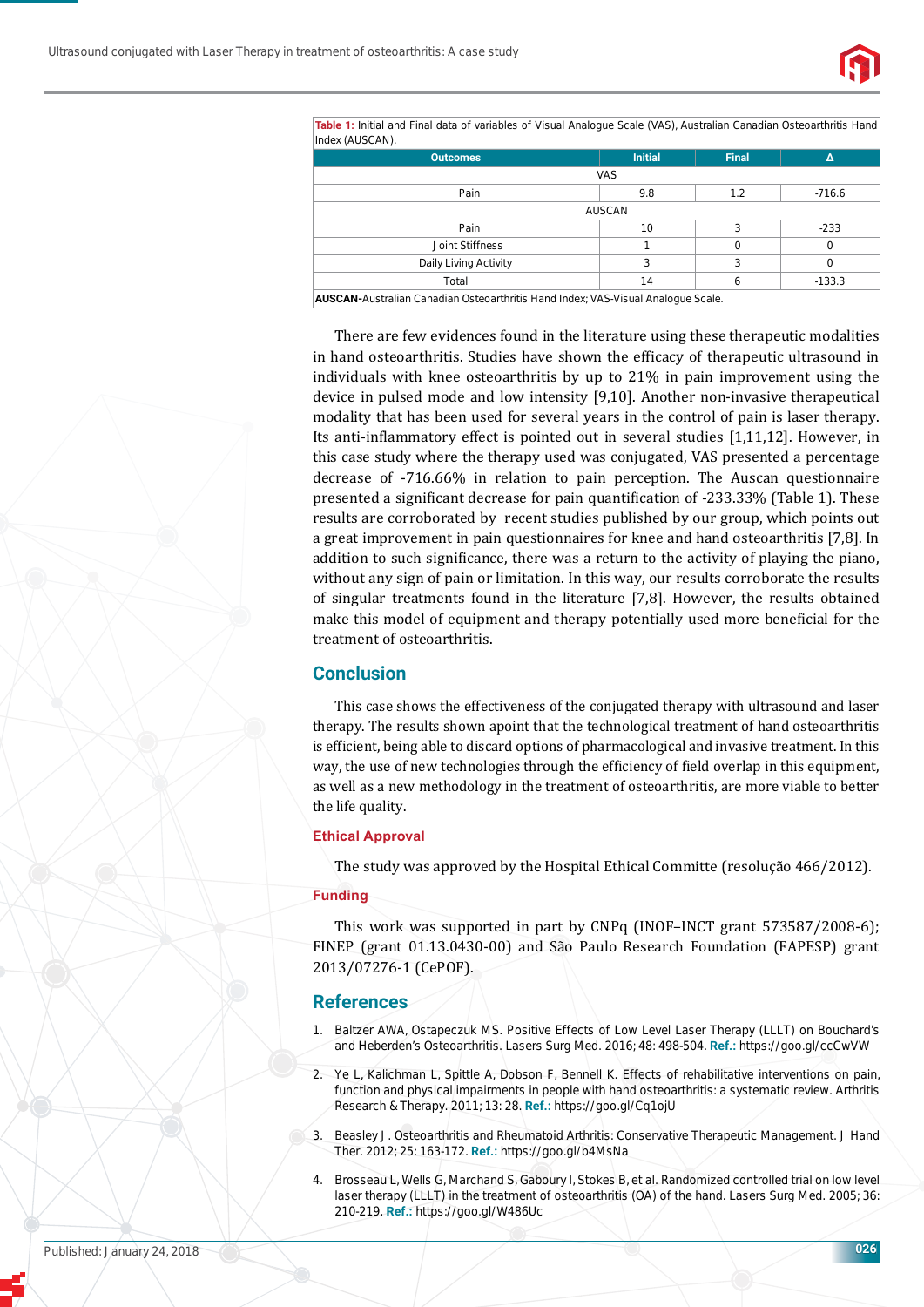**Table 1:** Initial and Final data of variables of Visual Analogue Scale (VAS), Australian Canadian Osteoarthritis Hand Index (AUSCAN).

| Outcomes | Initial | Final | Δ |
|---|---|---|---|
| VAS | | | |
| Pain | 9.8 | 1.2 | -716.6 |
| AUSCAN | | | |
| Pain | 10 | 3 | -233 |
| Joint Stiffness | 1 | 0 | 0 |
| Daily Living Activity | 3 | 3 | 0 |
| Total | 14 | 6 | -133.3 |

**AUSCAN**-Australian Canadian Osteoarthritis Hand Index; VAS-Visual Analogue Scale.

There are few evidences found in the literature using these therapeutic modalities in hand osteoarthritis. Studies have shown the efficacy of therapeutic ultrasound in individuals with knee osteoarthritis by up to 21% in pain improvement using the device in pulsed mode and low intensity [9,10]. Another non-invasive therapeutical modality that has been used for several years in the control of pain is laser therapy. Its anti-inflammatory effect is pointed out in several studies [1,11,12]. However, in this case study where the therapy used was conjugated, VAS presented a percentage decrease of -716.66% in relation to pain perception. The Auscan questionnaire presented a significant decrease for pain quantification of -233.33% (Table 1). These results are corroborated by recent studies published by our group, which points out a great improvement in pain questionnaires for knee and hand osteoarthritis [7,8]. In addition to such significance, there was a return to the activity of playing the piano, without any sign of pain or limitation. In this way, our results corroborate the results of singular treatments found in the literature [7,8]. However, the results obtained make this model of equipment and therapy potentially used more beneficial for the treatment of osteoarthritis.

## Conclusion

This case shows the effectiveness of the conjugated therapy with ultrasound and laser therapy. The results shown apoint that the technological treatment of hand osteoarthritis is efficient, being able to discard options of pharmacological and invasive treatment. In this way, the use of new technologies through the efficiency of field overlap in this equipment, as well as a new methodology in the treatment of osteoarthritis, are more viable to better the life quality.

### Ethical Approval

The study was approved by the Hospital Ethical Committe (resolução 466/2012).

### Funding

This work was supported in part by CNPq (INOF–INCT grant 573587/2008-6); FINEP (grant 01.13.0430-00) and São Paulo Research Foundation (FAPESP) grant 2013/07276-1 (CePOF).

## References

1. Baltzer AWA, Ostapeczuk MS. Positive Effects of Low Level Laser Therapy (LLLT) on Bouchard's and Heberden's Osteoarthritis. Lasers Surg Med. 2016; 48: 498-504. **Ref.:** https://goo.gl/ccCwVW
2. Ye L, Kalichman L, Spittle A, Dobson F, Bennell K. Effects of rehabilitative interventions on pain, function and physical impairments in people with hand osteoarthritis: a systematic review. Arthritis Research & Therapy. 2011; 13: 28. **Ref.:** https://goo.gl/Cq1ojU
3. Beasley J. Osteoarthritis and Rheumatoid Arthritis: Conservative Therapeutic Management. J Hand Ther. 2012; 25: 163-172. **Ref.:** https://goo.gl/b4MsNa
4. Brosseau L, Wells G, Marchand S, Gaboury I, Stokes B, et al. Randomized controlled trial on low level laser therapy (LLLT) in the treatment of osteoarthritis (OA) of the hand. Lasers Surg Med. 2005; 36: 210-219. **Ref.:** https://goo.gl/W486Uc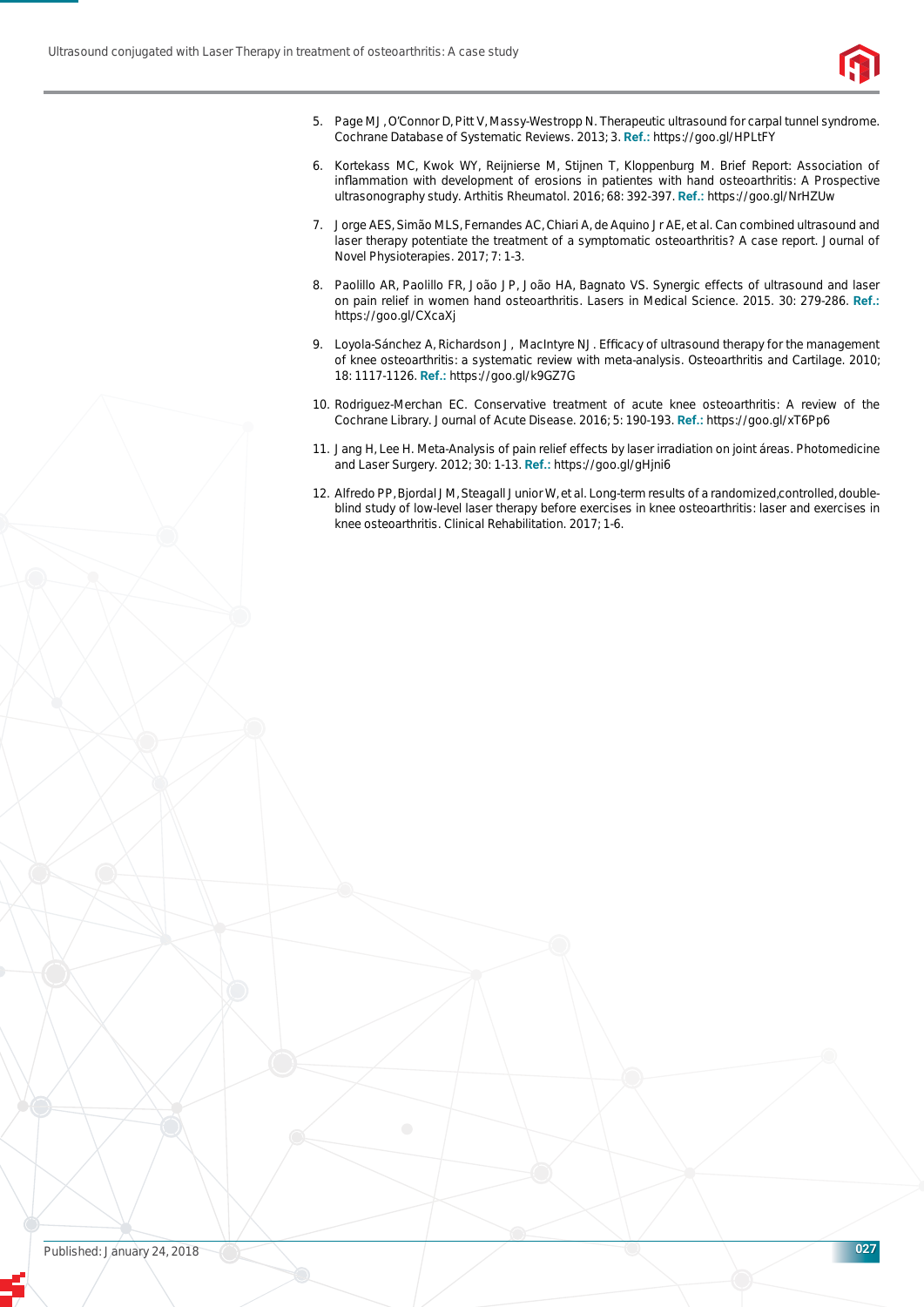5. Page MJ, O'Connor D, Pitt V, Massy-Westropp N. Therapeutic ultrasound for carpal tunnel syndrome. Cochrane Database of Systematic Reviews. 2013; 3. **Ref.:** https://goo.gl/HPLtFY

6. Kortekass MC, Kwok WY, Reijnierse M, Stijnen T, Kloppenburg M. Brief Report: Association of inflammation with development of erosions in patientes with hand osteoarthritis: A Prospective ultrasonography study. Arthitis Rheumatol. 2016; 68: 392-397. **Ref.:** https://goo.gl/NrHZUw

7. Jorge AES, Simão MLS, Fernandes AC, Chiari A, de Aquino Jr AE, et al. Can combined ultrasound and laser therapy potentiate the treatment of a symptomatic osteoarthritis? A case report. Journal of Novel Physiotherapies. 2017; 7: 1-3.

8. Paolillo AR, Paolillo FR, João JP, João HA, Bagnato VS. Synergic effects of ultrasound and laser on pain relief in women hand osteoarthritis. Lasers in Medical Science. 2015. 30: 279-286. **Ref.:** https://goo.gl/CXcaXj

9. Loyola-Sánchez A, Richardson J, MacIntyre NJ. Efficacy of ultrasound therapy for the management of knee osteoarthritis: a systematic review with meta-analysis. Osteoarthritis and Cartilage. 2010; 18: 1117-1126. **Ref.:** https://goo.gl/k9GZ7G

10. Rodriguez-Merchan EC. Conservative treatment of acute knee osteoarthritis: A review of the Cochrane Library. Journal of Acute Disease. 2016; 5: 190-193. **Ref.:** https://goo.gl/xT6Pp6

11. Jang H, Lee H. Meta-Analysis of pain relief effects by laser irradiation on joint áreas. Photomedicine and Laser Surgery. 2012; 30: 1-13. **Ref.:** https://goo.gl/gHjni6

12. Alfredo PP, Bjordal JM, Steagall Junior W, et al. Long-term results of a randomized,controlled, double-blind study of low-level laser therapy before exercises in knee osteoarthritis: laser and exercises in knee osteoarthritis. Clinical Rehabilitation. 2017; 1-6.